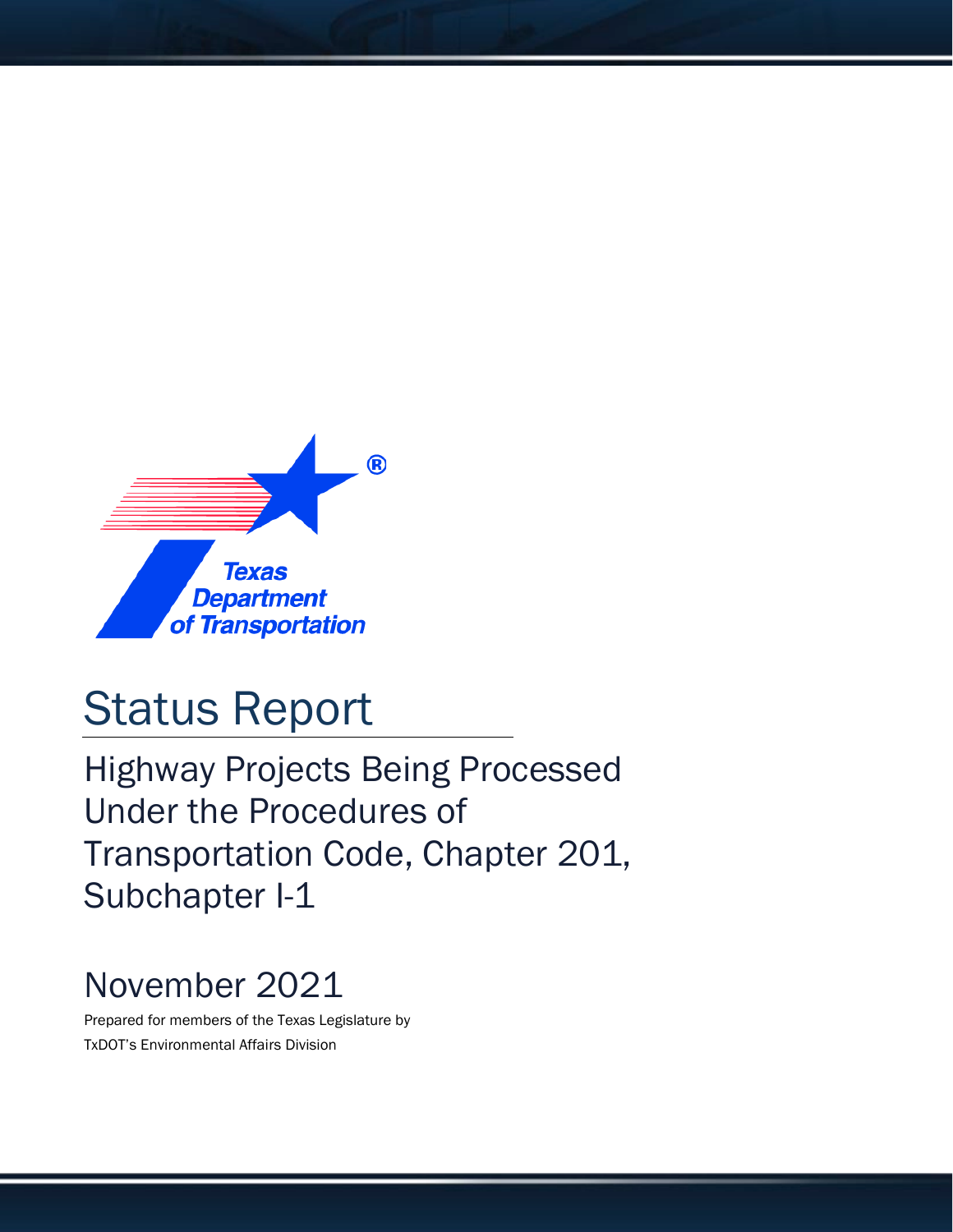Texas Department of Transportation

# Status Report

## Highway Projects Being Processed Under the Procedures of Transportation Code, Chapter 201, Subchapter I-1

## November 2021

Prepared for members of the Texas Legislature by
TxDOT's Environmental Affairs Division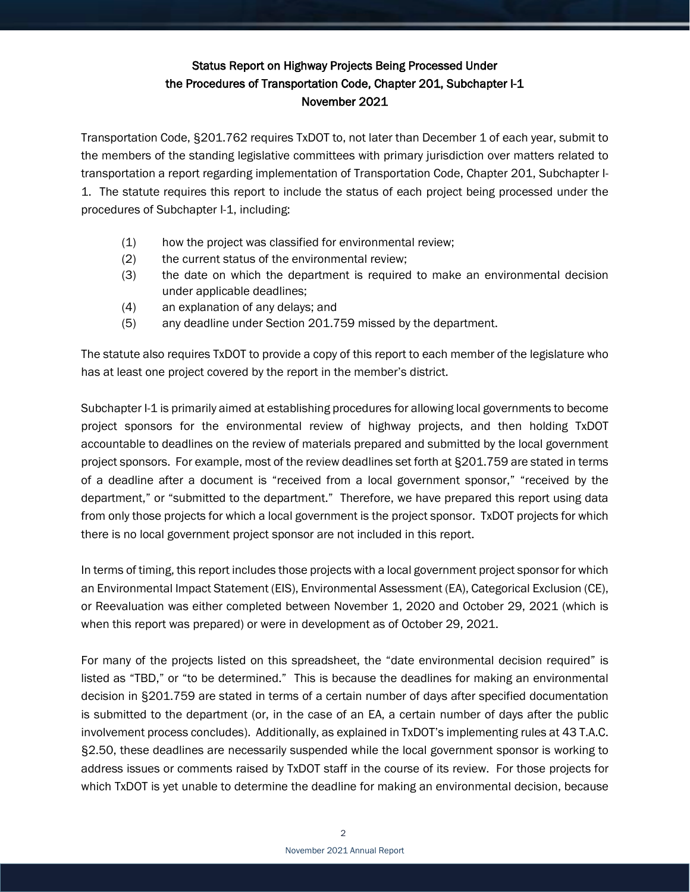## Status Report on Highway Projects Being Processed Under the Procedures of Transportation Code, Chapter 201, Subchapter I-1 November 2021

Transportation Code, §201.762 requires TxDOT to, not later than December 1 of each year, submit to the members of the standing legislative committees with primary jurisdiction over matters related to transportation a report regarding implementation of Transportation Code, Chapter 201, Subchapter I-1. The statute requires this report to include the status of each project being processed under the procedures of Subchapter I-1, including:

(1) how the project was classified for environmental review;
(2) the current status of the environmental review;
(3) the date on which the department is required to make an environmental decision under applicable deadlines;
(4) an explanation of any delays; and
(5) any deadline under Section 201.759 missed by the department.

The statute also requires TxDOT to provide a copy of this report to each member of the legislature who has at least one project covered by the report in the member's district.

Subchapter I-1 is primarily aimed at establishing procedures for allowing local governments to become project sponsors for the environmental review of highway projects, and then holding TxDOT accountable to deadlines on the review of materials prepared and submitted by the local government project sponsors. For example, most of the review deadlines set forth at §201.759 are stated in terms of a deadline after a document is "received from a local government sponsor," "received by the department," or "submitted to the department." Therefore, we have prepared this report using data from only those projects for which a local government is the project sponsor. TxDOT projects for which there is no local government project sponsor are not included in this report.

In terms of timing, this report includes those projects with a local government project sponsor for which an Environmental Impact Statement (EIS), Environmental Assessment (EA), Categorical Exclusion (CE), or Reevaluation was either completed between November 1, 2020 and October 29, 2021 (which is when this report was prepared) or were in development as of October 29, 2021.

For many of the projects listed on this spreadsheet, the "date environmental decision required" is listed as "TBD," or "to be determined." This is because the deadlines for making an environmental decision in §201.759 are stated in terms of a certain number of days after specified documentation is submitted to the department (or, in the case of an EA, a certain number of days after the public involvement process concludes). Additionally, as explained in TxDOT's implementing rules at 43 T.A.C. §2.50, these deadlines are necessarily suspended while the local government sponsor is working to address issues or comments raised by TxDOT staff in the course of its review. For those projects for which TxDOT is yet unable to determine the deadline for making an environmental decision, because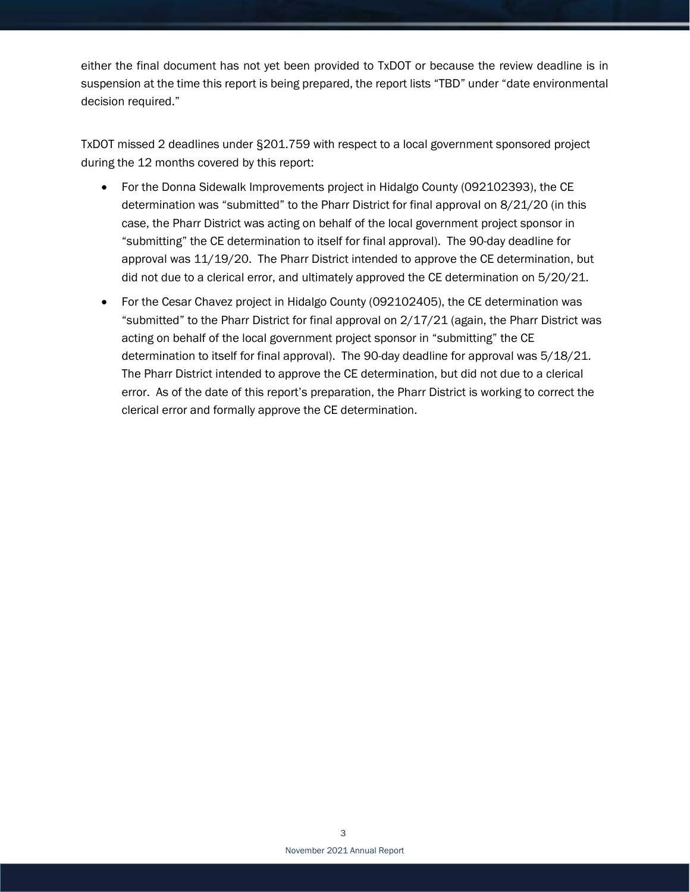either the final document has not yet been provided to TxDOT or because the review deadline is in suspension at the time this report is being prepared, the report lists "TBD" under "date environmental decision required."

TxDOT missed 2 deadlines under §201.759 with respect to a local government sponsored project during the 12 months covered by this report:

- For the Donna Sidewalk Improvements project in Hidalgo County (092102393), the CE determination was "submitted" to the Pharr District for final approval on 8/21/20 (in this case, the Pharr District was acting on behalf of the local government project sponsor in "submitting" the CE determination to itself for final approval). The 90-day deadline for approval was 11/19/20. The Pharr District intended to approve the CE determination, but did not due to a clerical error, and ultimately approved the CE determination on 5/20/21.
- For the Cesar Chavez project in Hidalgo County (092102405), the CE determination was "submitted" to the Pharr District for final approval on 2/17/21 (again, the Pharr District was acting on behalf of the local government project sponsor in "submitting" the CE determination to itself for final approval). The 90-day deadline for approval was 5/18/21. The Pharr District intended to approve the CE determination, but did not due to a clerical error. As of the date of this report's preparation, the Pharr District is working to correct the clerical error and formally approve the CE determination.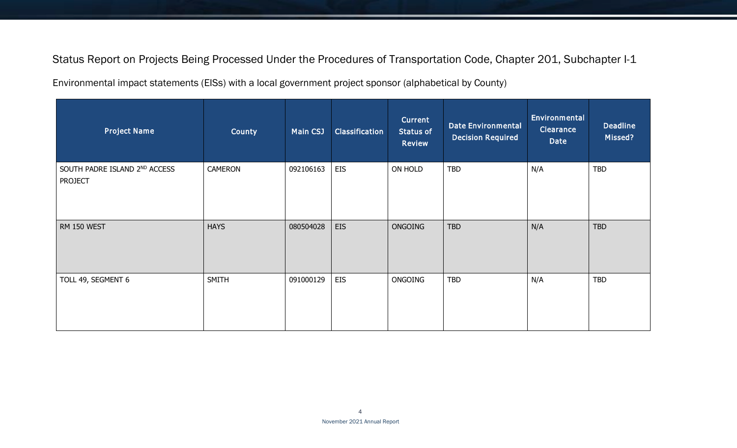Status Report on Projects Being Processed Under the Procedures of Transportation Code, Chapter 201, Subchapter I-1

Environmental impact statements (EISs) with a local government project sponsor (alphabetical by County)

| Project Name | County | Main CSJ | Classification | Current Status of Review | Date Environmental Decision Required | Environmental Clearance Date | Deadline Missed? |
|---|---|---|---|---|---|---|---|
| SOUTH PADRE ISLAND 2ND ACCESS PROJECT | CAMERON | 092106163 | EIS | ON HOLD | TBD | N/A | TBD |
| RM 150 WEST | HAYS | 080504028 | EIS | ONGOING | TBD | N/A | TBD |
| TOLL 49, SEGMENT 6 | SMITH | 091000129 | EIS | ONGOING | TBD | N/A | TBD |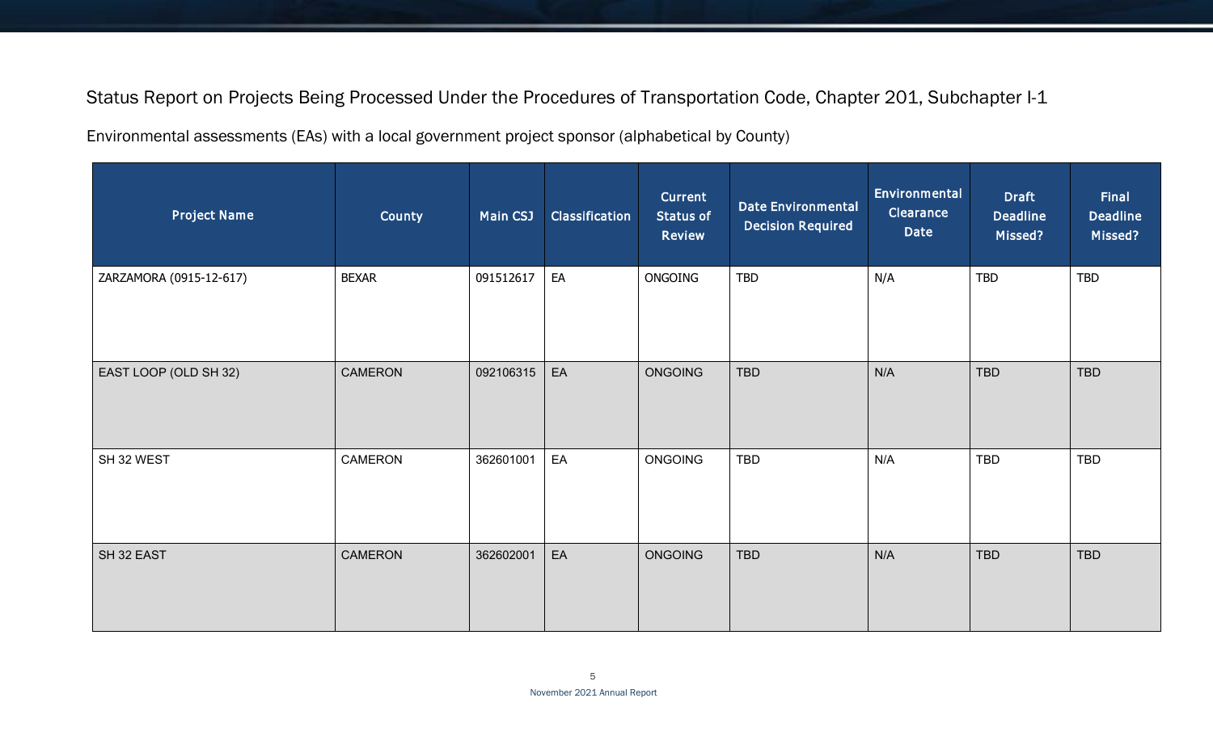## Status Report on Projects Being Processed Under the Procedures of Transportation Code, Chapter 201, Subchapter I-1

Environmental assessments (EAs) with a local government project sponsor (alphabetical by County)

| Project Name | County | Main CSJ | Classification | Current Status of Review | Date Environmental Decision Required | Environmental Clearance Date | Draft Deadline Missed? | Final Deadline Missed? |
|---|---|---|---|---|---|---|---|---|
| ZARZAMORA (0915-12-617) | BEXAR | 091512617 | EA | ONGOING | TBD | N/A | TBD | TBD |
| EAST LOOP (OLD SH 32) | CAMERON | 092106315 | EA | ONGOING | TBD | N/A | TBD | TBD |
| SH 32 WEST | CAMERON | 362601001 | EA | ONGOING | TBD | N/A | TBD | TBD |
| SH 32 EAST | CAMERON | 362602001 | EA | ONGOING | TBD | N/A | TBD | TBD |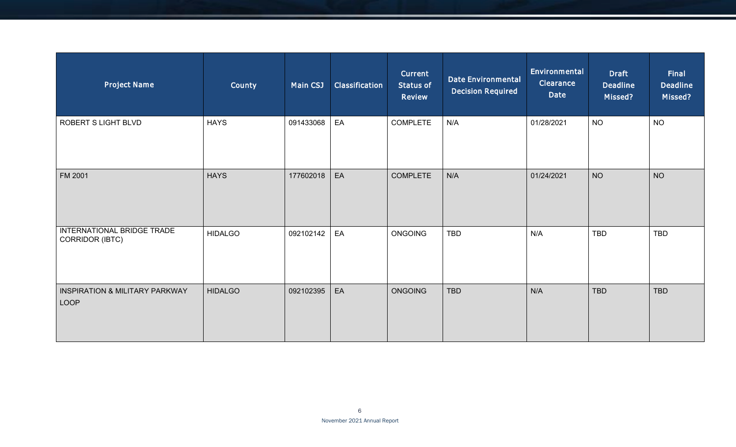| Project Name | County | Main CSJ | Classification | Current Status of Review | Date Environmental Decision Required | Environmental Clearance Date | Draft Deadline Missed? | Final Deadline Missed? |
|---|---|---|---|---|---|---|---|---|
| ROBERT S LIGHT BLVD | HAYS | 091433068 | EA | COMPLETE | N/A | 01/28/2021 | NO | NO |
| FM 2001 | HAYS | 177602018 | EA | COMPLETE | N/A | 01/24/2021 | NO | NO |
| INTERNATIONAL BRIDGE TRADE CORRIDOR (IBTC) | HIDALGO | 092102142 | EA | ONGOING | TBD | N/A | TBD | TBD |
| INSPIRATION & MILITARY PARKWAY LOOP | HIDALGO | 092102395 | EA | ONGOING | TBD | N/A | TBD | TBD |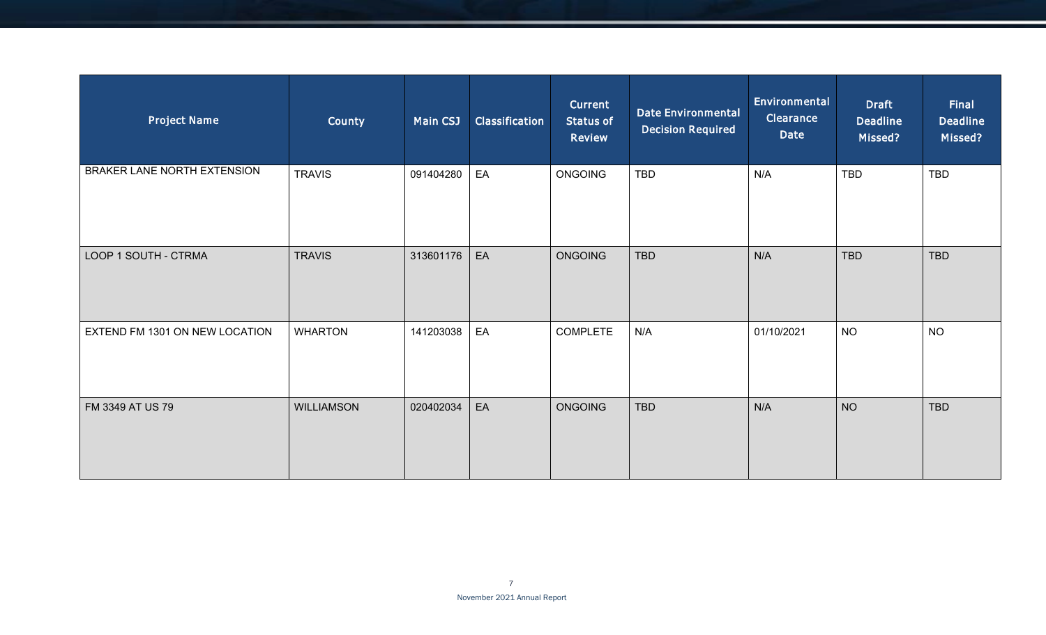| Project Name | County | Main CSJ | Classification | Current Status of Review | Date Environmental Decision Required | Environmental Clearance Date | Draft Deadline Missed? | Final Deadline Missed? |
|---|---|---|---|---|---|---|---|---|
| BRAKER LANE NORTH EXTENSION | TRAVIS | 091404280 | EA | ONGOING | TBD | N/A | TBD | TBD |
| LOOP 1 SOUTH - CTRMA | TRAVIS | 313601176 | EA | ONGOING | TBD | N/A | TBD | TBD |
| EXTEND FM 1301 ON NEW LOCATION | WHARTON | 141203038 | EA | COMPLETE | N/A | 01/10/2021 | NO | NO |
| FM 3349 AT US 79 | WILLIAMSON | 020402034 | EA | ONGOING | TBD | N/A | NO | TBD |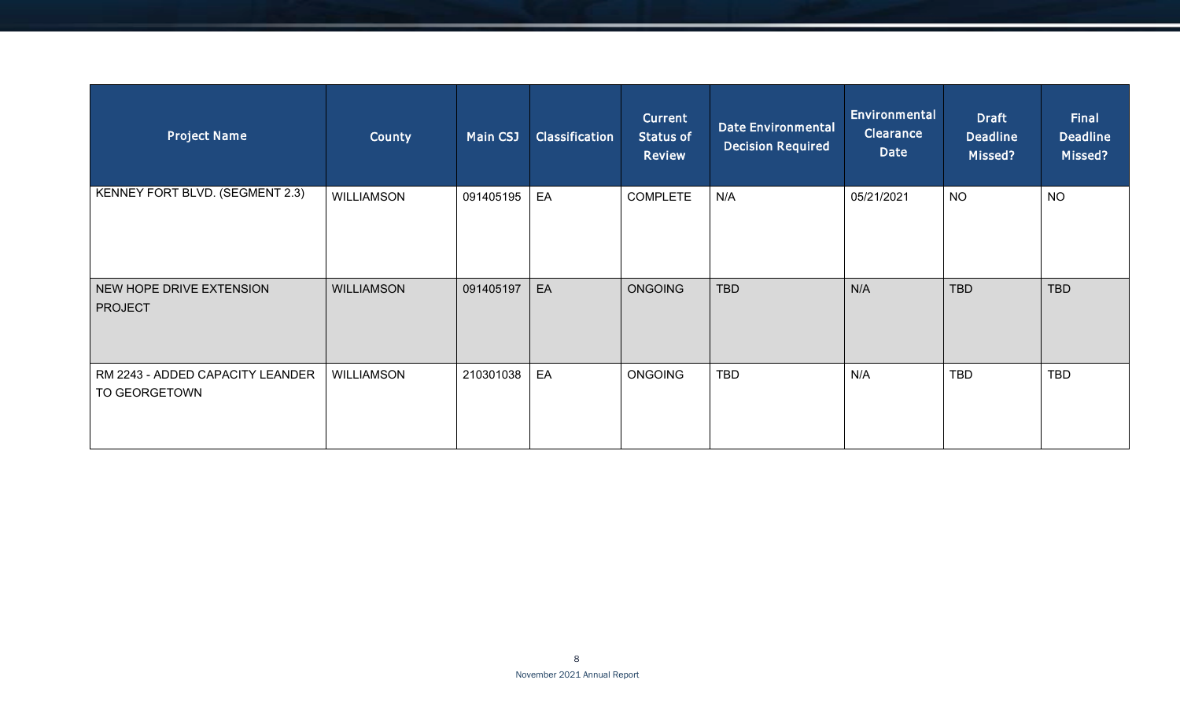| Project Name | County | Main CSJ | Classification | Current Status of Review | Date Environmental Decision Required | Environmental Clearance Date | Draft Deadline Missed? | Final Deadline Missed? |
|---|---|---|---|---|---|---|---|---|
| KENNEY FORT BLVD. (SEGMENT 2.3) | WILLIAMSON | 091405195 | EA | COMPLETE | N/A | 05/21/2021 | NO | NO |
| NEW HOPE DRIVE EXTENSION PROJECT | WILLIAMSON | 091405197 | EA | ONGOING | TBD | N/A | TBD | TBD |
| RM 2243 - ADDED CAPACITY LEANDER TO GEORGETOWN | WILLIAMSON | 210301038 | EA | ONGOING | TBD | N/A | TBD | TBD |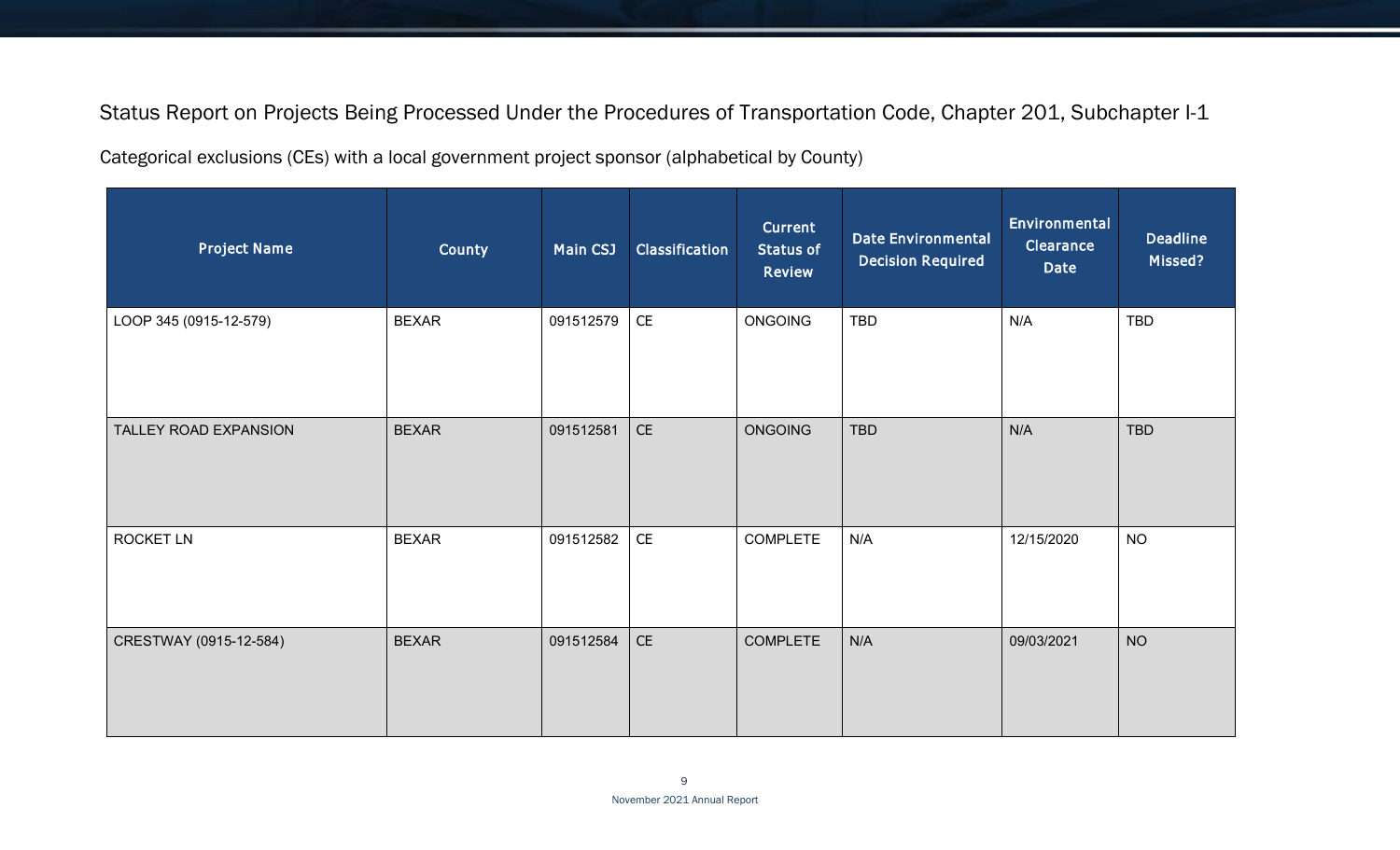Status Report on Projects Being Processed Under the Procedures of Transportation Code, Chapter 201, Subchapter I-1

Categorical exclusions (CEs) with a local government project sponsor (alphabetical by County)

| Project Name | County | Main CSJ | Classification | Current Status of Review | Date Environmental Decision Required | Environmental Clearance Date | Deadline Missed? |
|---|---|---|---|---|---|---|---|
| LOOP 345 (0915-12-579) | BEXAR | 091512579 | CE | ONGOING | TBD | N/A | TBD |
| TALLEY ROAD EXPANSION | BEXAR | 091512581 | CE | ONGOING | TBD | N/A | TBD |
| ROCKET LN | BEXAR | 091512582 | CE | COMPLETE | N/A | 12/15/2020 | NO |
| CRESTWAY (0915-12-584) | BEXAR | 091512584 | CE | COMPLETE | N/A | 09/03/2021 | NO |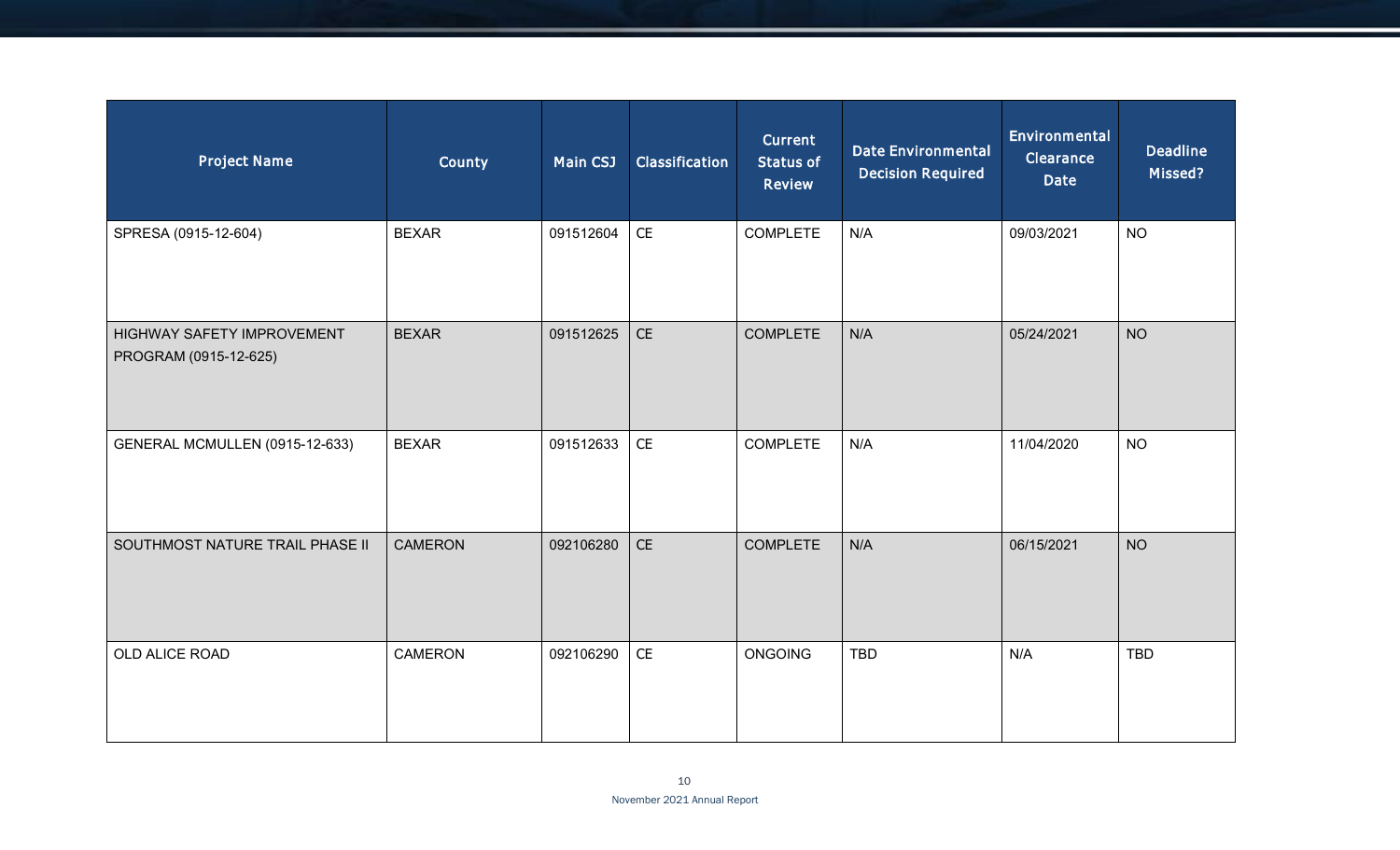| Project Name | County | Main CSJ | Classification | Current Status of Review | Date Environmental Decision Required | Environmental Clearance Date | Deadline Missed? |
|---|---|---|---|---|---|---|---|
| SPRESA (0915-12-604) | BEXAR | 091512604 | CE | COMPLETE | N/A | 09/03/2021 | NO |
| HIGHWAY SAFETY IMPROVEMENT PROGRAM (0915-12-625) | BEXAR | 091512625 | CE | COMPLETE | N/A | 05/24/2021 | NO |
| GENERAL MCMULLEN (0915-12-633) | BEXAR | 091512633 | CE | COMPLETE | N/A | 11/04/2020 | NO |
| SOUTHMOST NATURE TRAIL PHASE II | CAMERON | 092106280 | CE | COMPLETE | N/A | 06/15/2021 | NO |
| OLD ALICE ROAD | CAMERON | 092106290 | CE | ONGOING | TBD | N/A | TBD |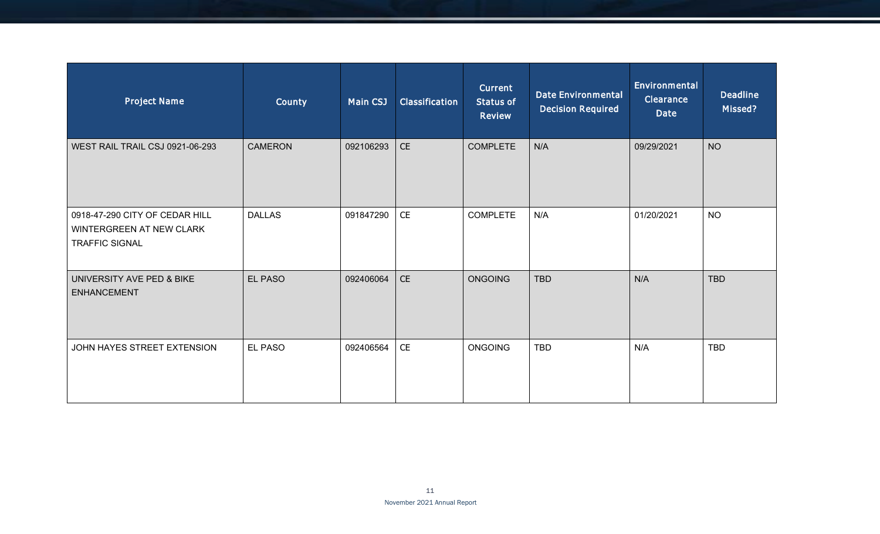| Project Name | County | Main CSJ | Classification | Current Status of Review | Date Environmental Decision Required | Environmental Clearance Date | Deadline Missed? |
|---|---|---|---|---|---|---|---|
| WEST RAIL TRAIL CSJ 0921-06-293 | CAMERON | 092106293 | CE | COMPLETE | N/A | 09/29/2021 | NO |
| 0918-47-290 CITY OF CEDAR HILL WINTERGREEN AT NEW CLARK TRAFFIC SIGNAL | DALLAS | 091847290 | CE | COMPLETE | N/A | 01/20/2021 | NO |
| UNIVERSITY AVE PED & BIKE ENHANCEMENT | EL PASO | 092406064 | CE | ONGOING | TBD | N/A | TBD |
| JOHN HAYES STREET EXTENSION | EL PASO | 092406564 | CE | ONGOING | TBD | N/A | TBD |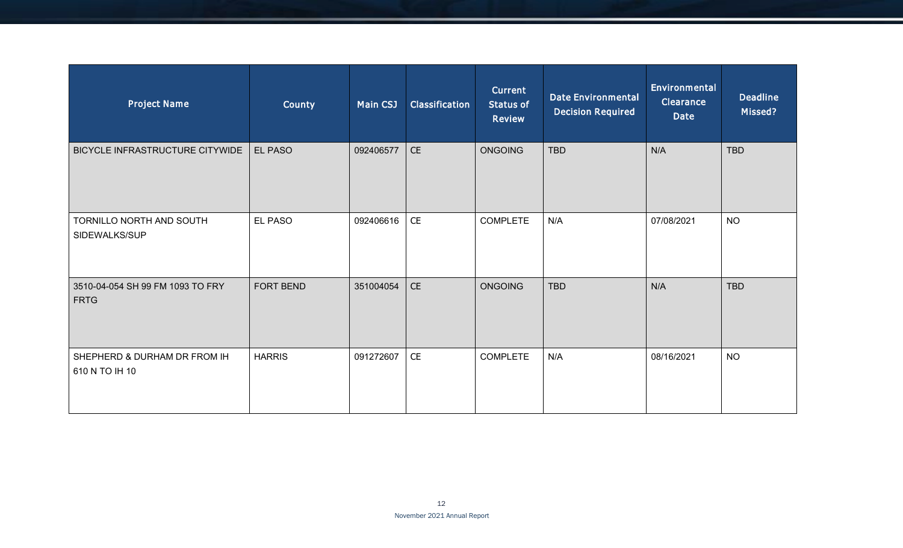| Project Name | County | Main CSJ | Classification | Current Status of Review | Date Environmental Decision Required | Environmental Clearance Date | Deadline Missed? |
|---|---|---|---|---|---|---|---|
| BICYCLE INFRASTRUCTURE CITYWIDE | EL PASO | 092406577 | CE | ONGOING | TBD | N/A | TBD |
| TORNILLO NORTH AND SOUTH SIDEWALKS/SUP | EL PASO | 092406616 | CE | COMPLETE | N/A | 07/08/2021 | NO |
| 3510-04-054 SH 99 FM 1093 TO FRY FRTG | FORT BEND | 351004054 | CE | ONGOING | TBD | N/A | TBD |
| SHEPHERD & DURHAM DR FROM IH 610 N TO IH 10 | HARRIS | 091272607 | CE | COMPLETE | N/A | 08/16/2021 | NO |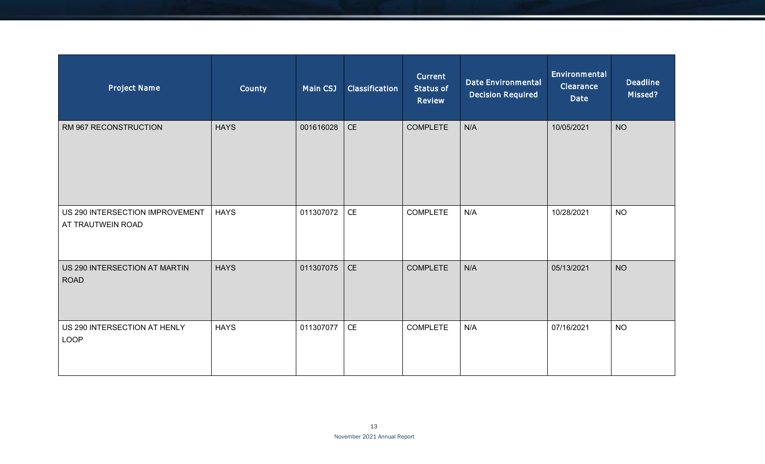| Project Name | County | Main CSJ | Classification | Current Status of Review | Date Environmental Decision Required | Environmental Clearance Date | Deadline Missed? |
|---|---|---|---|---|---|---|---|
| RM 967 RECONSTRUCTION | HAYS | 001616028 | CE | COMPLETE | N/A | 10/05/2021 | NO |
| US 290 INTERSECTION IMPROVEMENT AT TRAUTWEIN ROAD | HAYS | 011307072 | CE | COMPLETE | N/A | 10/28/2021 | NO |
| US 290 INTERSECTION AT MARTIN ROAD | HAYS | 011307075 | CE | COMPLETE | N/A | 05/13/2021 | NO |
| US 290 INTERSECTION AT HENLY LOOP | HAYS | 011307077 | CE | COMPLETE | N/A | 07/16/2021 | NO |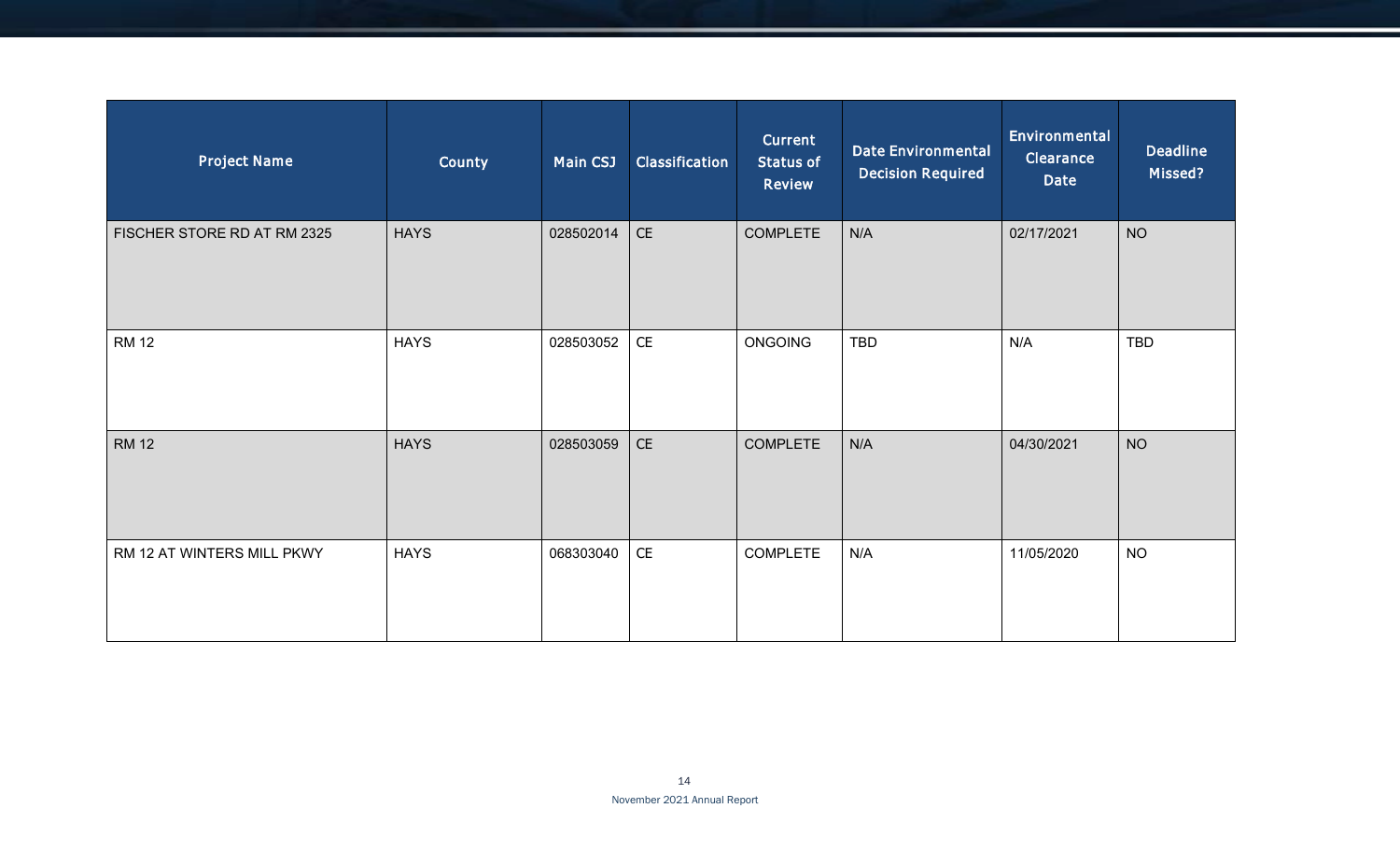| Project Name | County | Main CSJ | Classification | Current Status of Review | Date Environmental Decision Required | Environmental Clearance Date | Deadline Missed? |
|---|---|---|---|---|---|---|---|
| FISCHER STORE RD AT RM 2325 | HAYS | 028502014 | CE | COMPLETE | N/A | 02/17/2021 | NO |
| RM 12 | HAYS | 028503052 | CE | ONGOING | TBD | N/A | TBD |
| RM 12 | HAYS | 028503059 | CE | COMPLETE | N/A | 04/30/2021 | NO |
| RM 12 AT WINTERS MILL PKWY | HAYS | 068303040 | CE | COMPLETE | N/A | 11/05/2020 | NO |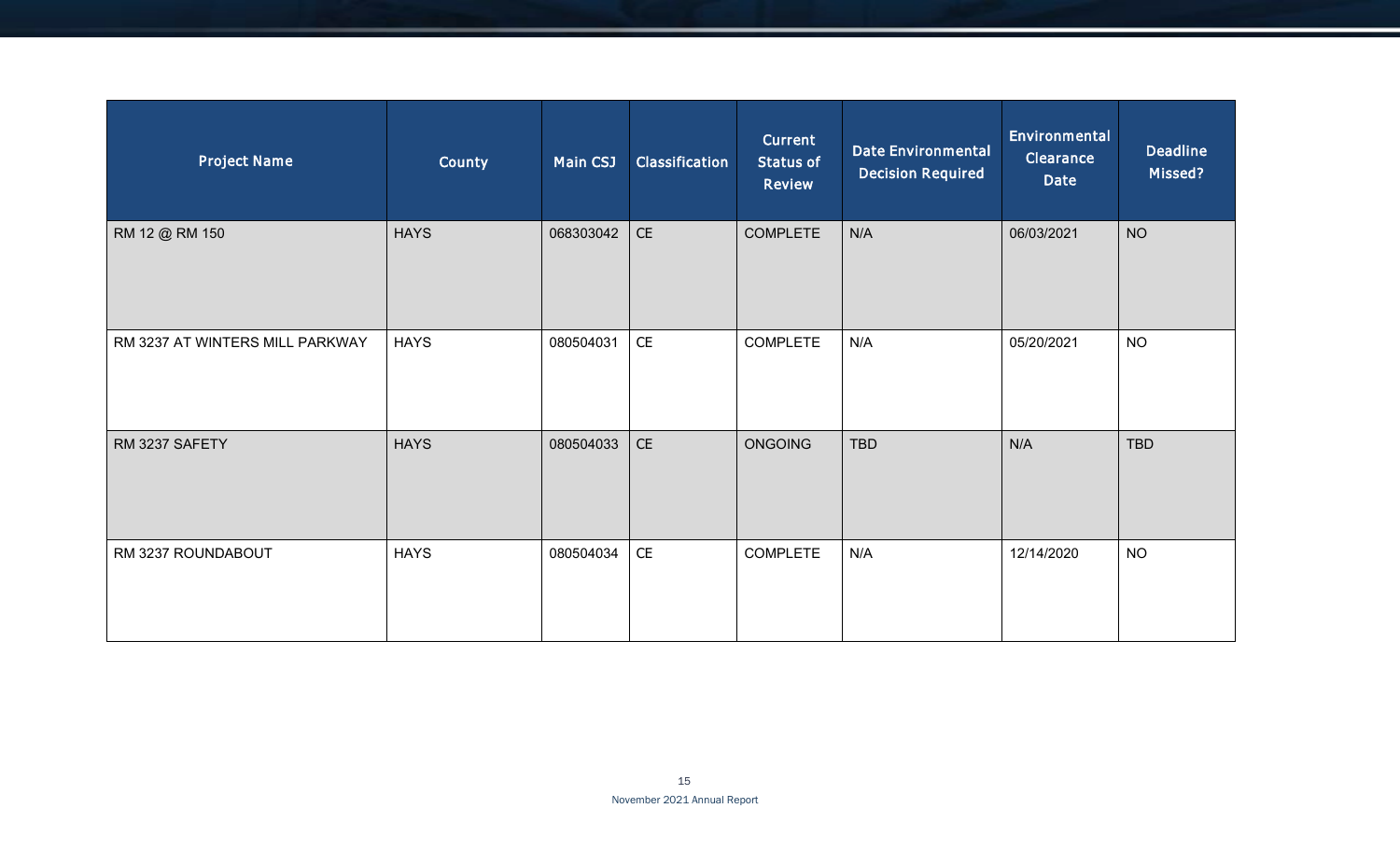| Project Name | County | Main CSJ | Classification | Current Status of Review | Date Environmental Decision Required | Environmental Clearance Date | Deadline Missed? |
| --- | --- | --- | --- | --- | --- | --- | --- |
| RM 12 @ RM 150 | HAYS | 068303042 | CE | COMPLETE | N/A | 06/03/2021 | NO |
| RM 3237 AT WINTERS MILL PARKWAY | HAYS | 080504031 | CE | COMPLETE | N/A | 05/20/2021 | NO |
| RM 3237 SAFETY | HAYS | 080504033 | CE | ONGOING | TBD | N/A | TBD |
| RM 3237 ROUNDABOUT | HAYS | 080504034 | CE | COMPLETE | N/A | 12/14/2020 | NO |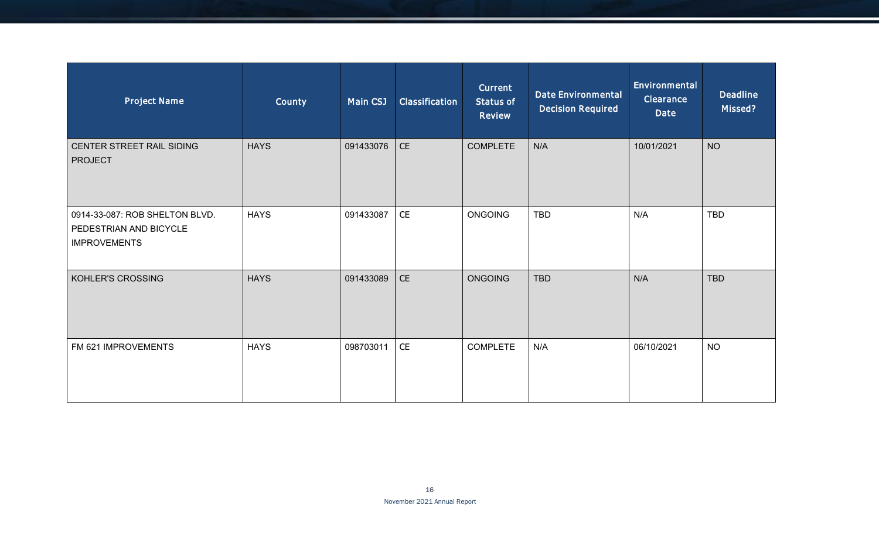| Project Name | County | Main CSJ | Classification | Current Status of Review | Date Environmental Decision Required | Environmental Clearance Date | Deadline Missed? |
|---|---|---|---|---|---|---|---|
| CENTER STREET RAIL SIDING PROJECT | HAYS | 091433076 | CE | COMPLETE | N/A | 10/01/2021 | NO |
| 0914-33-087: ROB SHELTON BLVD. PEDESTRIAN AND BICYCLE IMPROVEMENTS | HAYS | 091433087 | CE | ONGOING | TBD | N/A | TBD |
| KOHLER'S CROSSING | HAYS | 091433089 | CE | ONGOING | TBD | N/A | TBD |
| FM 621 IMPROVEMENTS | HAYS | 098703011 | CE | COMPLETE | N/A | 06/10/2021 | NO |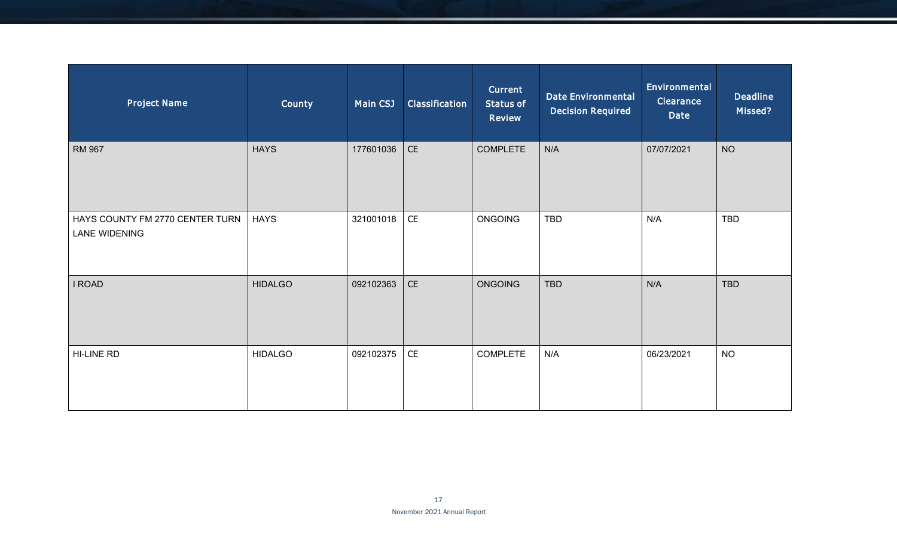| Project Name | County | Main CSJ | Classification | Current Status of Review | Date Environmental Decision Required | Environmental Clearance Date | Deadline Missed? |
|---|---|---|---|---|---|---|---|
| RM 967 | HAYS | 177601036 | CE | COMPLETE | N/A | 07/07/2021 | NO |
| HAYS COUNTY FM 2770 CENTER TURN LANE WIDENING | HAYS | 321001018 | CE | ONGOING | TBD | N/A | TBD |
| I ROAD | HIDALGO | 092102363 | CE | ONGOING | TBD | N/A | TBD |
| HI-LINE RD | HIDALGO | 092102375 | CE | COMPLETE | N/A | 06/23/2021 | NO |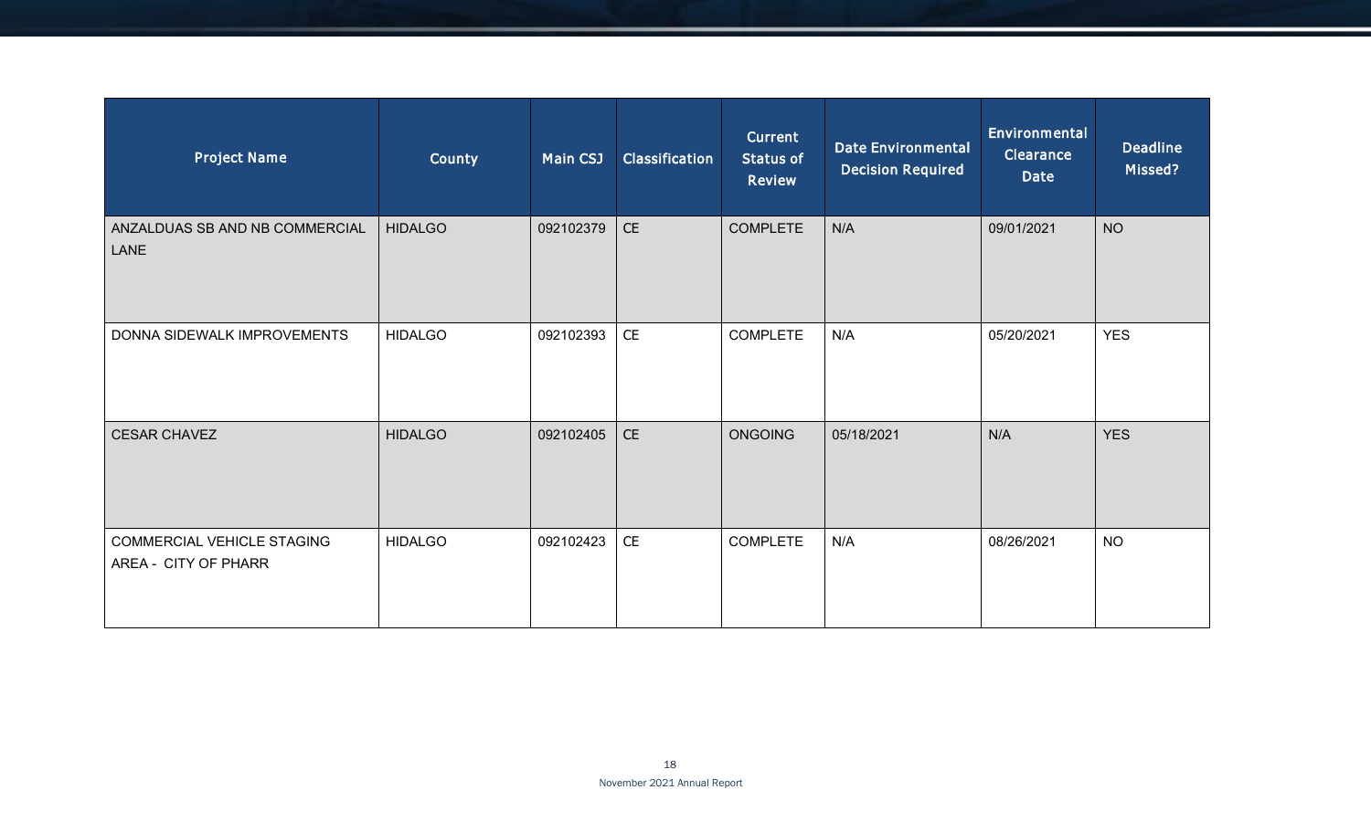| Project Name | County | Main CSJ | Classification | Current Status of Review | Date Environmental Decision Required | Environmental Clearance Date | Deadline Missed? |
|---|---|---|---|---|---|---|---|
| ANZALDUAS SB AND NB COMMERCIAL LANE | HIDALGO | 092102379 | CE | COMPLETE | N/A | 09/01/2021 | NO |
| DONNA SIDEWALK IMPROVEMENTS | HIDALGO | 092102393 | CE | COMPLETE | N/A | 05/20/2021 | YES |
| CESAR CHAVEZ | HIDALGO | 092102405 | CE | ONGOING | 05/18/2021 | N/A | YES |
| COMMERCIAL VEHICLE STAGING AREA - CITY OF PHARR | HIDALGO | 092102423 | CE | COMPLETE | N/A | 08/26/2021 | NO |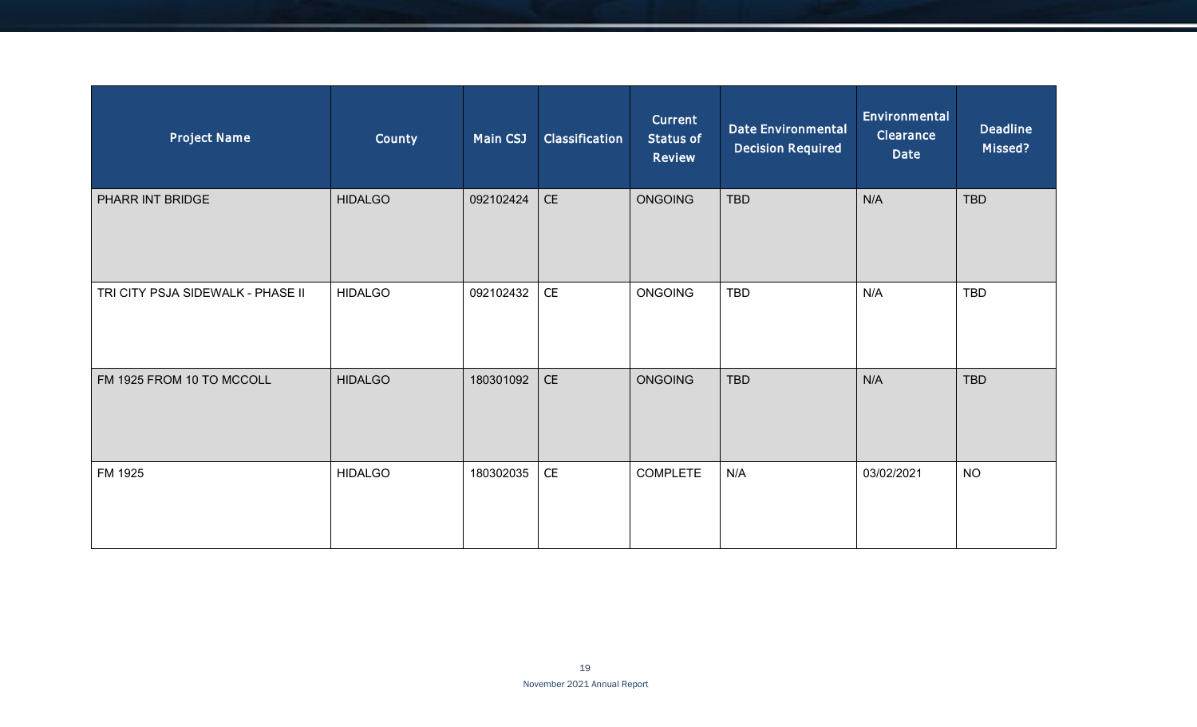| Project Name | County | Main CSJ | Classification | Current Status of Review | Date Environmental Decision Required | Environmental Clearance Date | Deadline Missed? |
| --- | --- | --- | --- | --- | --- | --- | --- |
| PHARR INT BRIDGE | HIDALGO | 092102424 | CE | ONGOING | TBD | N/A | TBD |
| TRI CITY PSJA SIDEWALK - PHASE II | HIDALGO | 092102432 | CE | ONGOING | TBD | N/A | TBD |
| FM 1925 FROM 10 TO MCCOLL | HIDALGO | 180301092 | CE | ONGOING | TBD | N/A | TBD |
| FM 1925 | HIDALGO | 180302035 | CE | COMPLETE | N/A | 03/02/2021 | NO |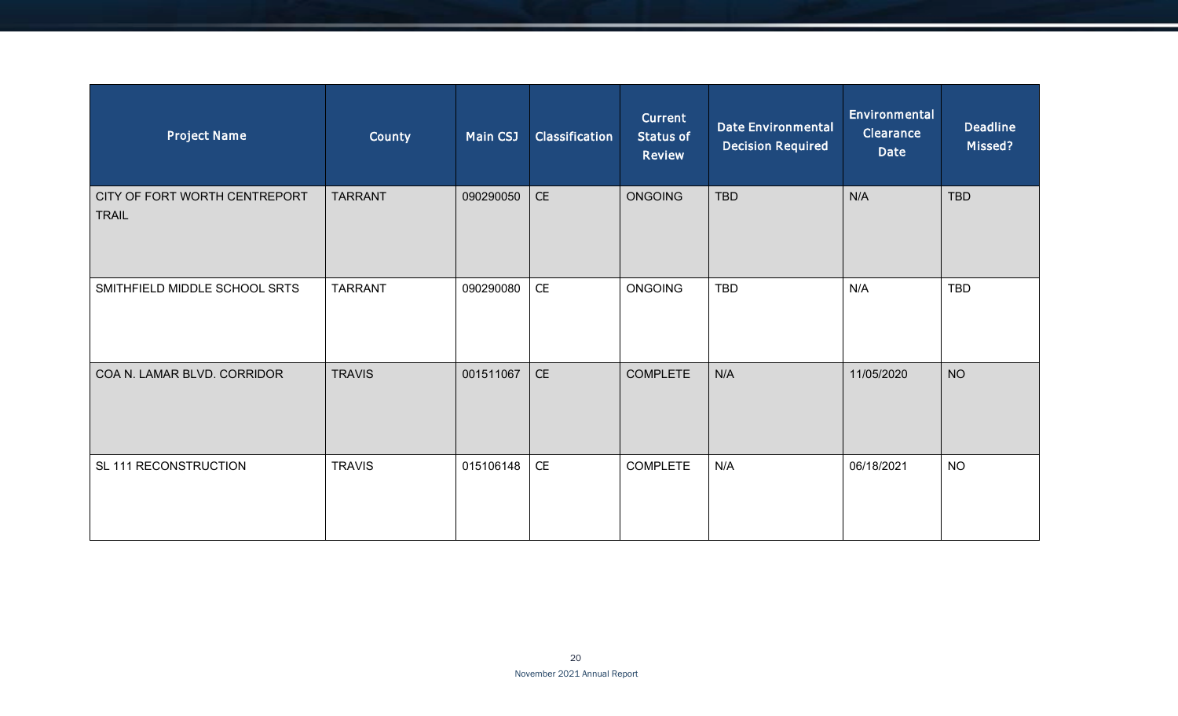| Project Name | County | Main CSJ | Classification | Current Status of Review | Date Environmental Decision Required | Environmental Clearance Date | Deadline Missed? |
|---|---|---|---|---|---|---|---|
| CITY OF FORT WORTH CENTREPORT TRAIL | TARRANT | 090290050 | CE | ONGOING | TBD | N/A | TBD |
| SMITHFIELD MIDDLE SCHOOL SRTS | TARRANT | 090290080 | CE | ONGOING | TBD | N/A | TBD |
| COA N. LAMAR BLVD. CORRIDOR | TRAVIS | 001511067 | CE | COMPLETE | N/A | 11/05/2020 | NO |
| SL 111 RECONSTRUCTION | TRAVIS | 015106148 | CE | COMPLETE | N/A | 06/18/2021 | NO |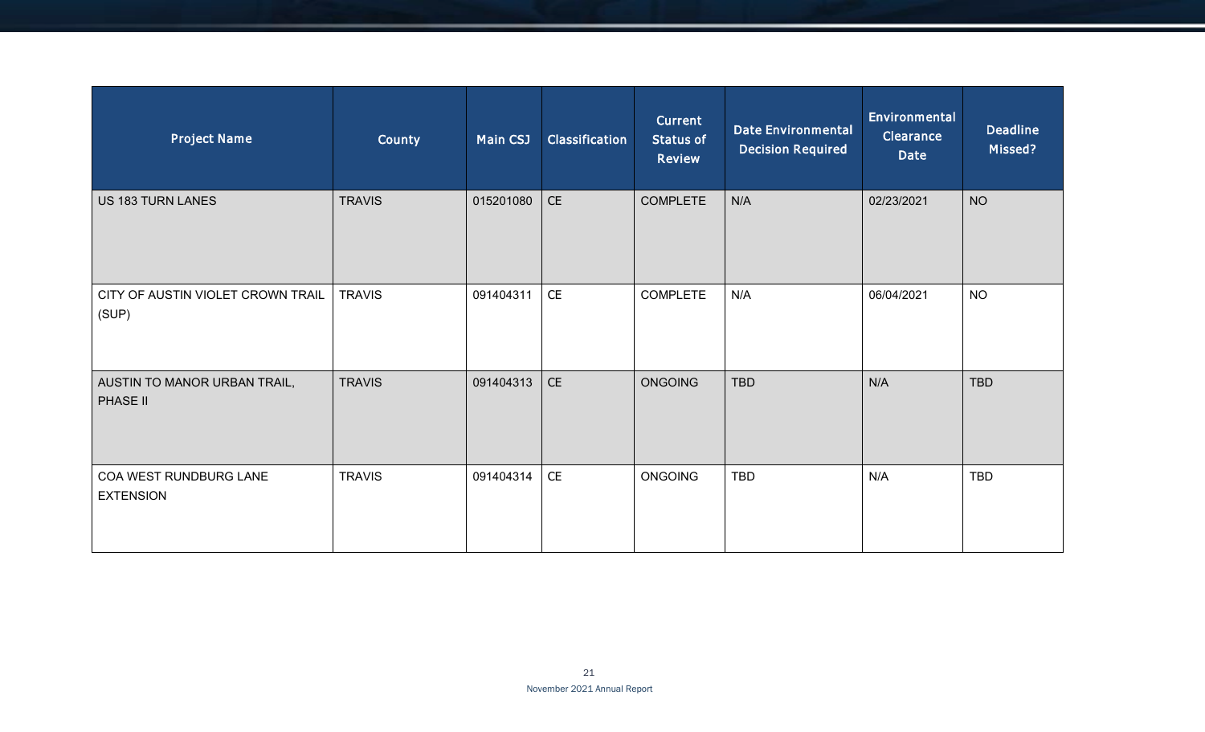| Project Name | County | Main CSJ | Classification | Current Status of Review | Date Environmental Decision Required | Environmental Clearance Date | Deadline Missed? |
|---|---|---|---|---|---|---|---|
| US 183 TURN LANES | TRAVIS | 015201080 | CE | COMPLETE | N/A | 02/23/2021 | NO |
| CITY OF AUSTIN VIOLET CROWN TRAIL (SUP) | TRAVIS | 091404311 | CE | COMPLETE | N/A | 06/04/2021 | NO |
| AUSTIN TO MANOR URBAN TRAIL, PHASE II | TRAVIS | 091404313 | CE | ONGOING | TBD | N/A | TBD |
| COA WEST RUNDBURG LANE EXTENSION | TRAVIS | 091404314 | CE | ONGOING | TBD | N/A | TBD |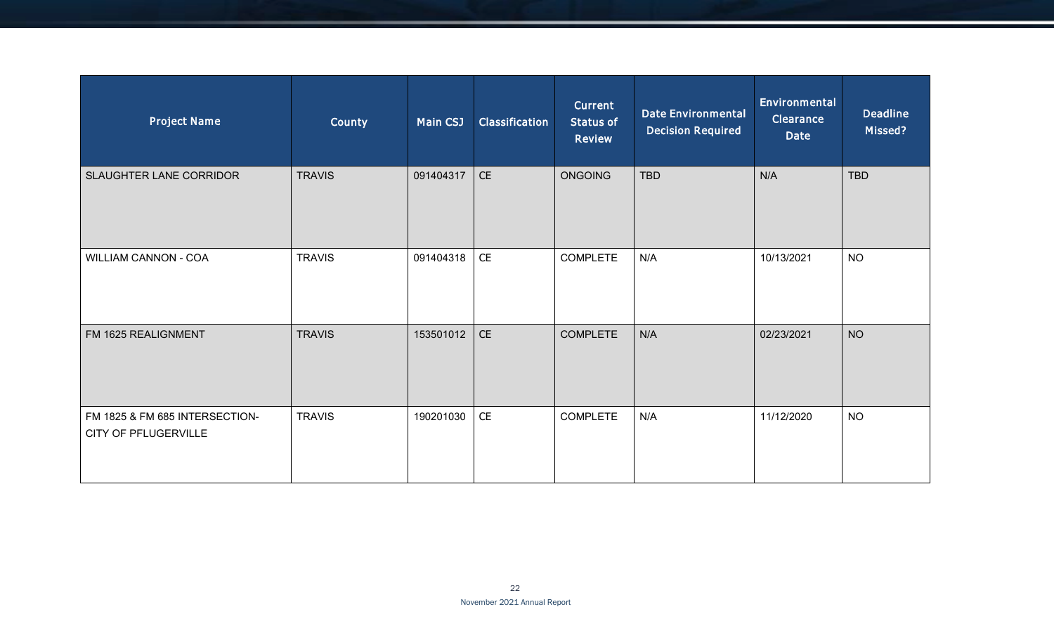| Project Name | County | Main CSJ | Classification | Current Status of Review | Date Environmental Decision Required | Environmental Clearance Date | Deadline Missed? |
|---|---|---|---|---|---|---|---|
| SLAUGHTER LANE CORRIDOR | TRAVIS | 091404317 | CE | ONGOING | TBD | N/A | TBD |
| WILLIAM CANNON - COA | TRAVIS | 091404318 | CE | COMPLETE | N/A | 10/13/2021 | NO |
| FM 1625 REALIGNMENT | TRAVIS | 153501012 | CE | COMPLETE | N/A | 02/23/2021 | NO |
| FM 1825 & FM 685 INTERSECTION- CITY OF PFLUGERVILLE | TRAVIS | 190201030 | CE | COMPLETE | N/A | 11/12/2020 | NO |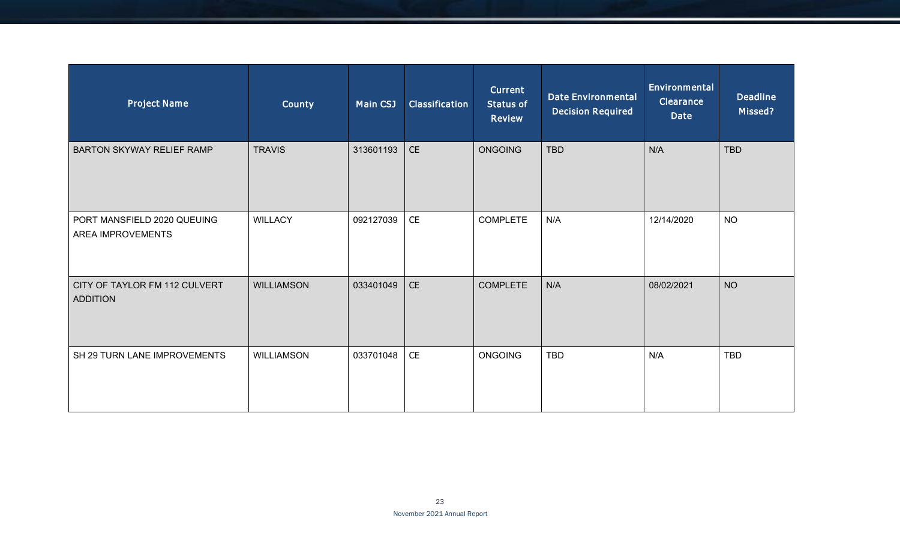| Project Name | County | Main CSJ | Classification | Current Status of Review | Date Environmental Decision Required | Environmental Clearance Date | Deadline Missed? |
|---|---|---|---|---|---|---|---|
| BARTON SKYWAY RELIEF RAMP | TRAVIS | 313601193 | CE | ONGOING | TBD | N/A | TBD |
| PORT MANSFIELD 2020 QUEUING AREA IMPROVEMENTS | WILLACY | 092127039 | CE | COMPLETE | N/A | 12/14/2020 | NO |
| CITY OF TAYLOR FM 112 CULVERT ADDITION | WILLIAMSON | 033401049 | CE | COMPLETE | N/A | 08/02/2021 | NO |
| SH 29 TURN LANE IMPROVEMENTS | WILLIAMSON | 033701048 | CE | ONGOING | TBD | N/A | TBD |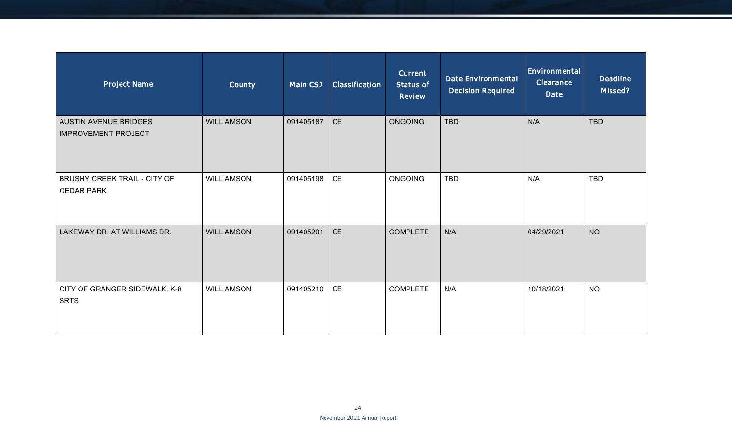| Project Name | County | Main CSJ | Classification | Current Status of Review | Date Environmental Decision Required | Environmental Clearance Date | Deadline Missed? |
|---|---|---|---|---|---|---|---|
| AUSTIN AVENUE BRIDGES IMPROVEMENT PROJECT | WILLIAMSON | 091405187 | CE | ONGOING | TBD | N/A | TBD |
| BRUSHY CREEK TRAIL - CITY OF CEDAR PARK | WILLIAMSON | 091405198 | CE | ONGOING | TBD | N/A | TBD |
| LAKEWAY DR. AT WILLIAMS DR. | WILLIAMSON | 091405201 | CE | COMPLETE | N/A | 04/29/2021 | NO |
| CITY OF GRANGER SIDEWALK, K-8 SRTS | WILLIAMSON | 091405210 | CE | COMPLETE | N/A | 10/18/2021 | NO |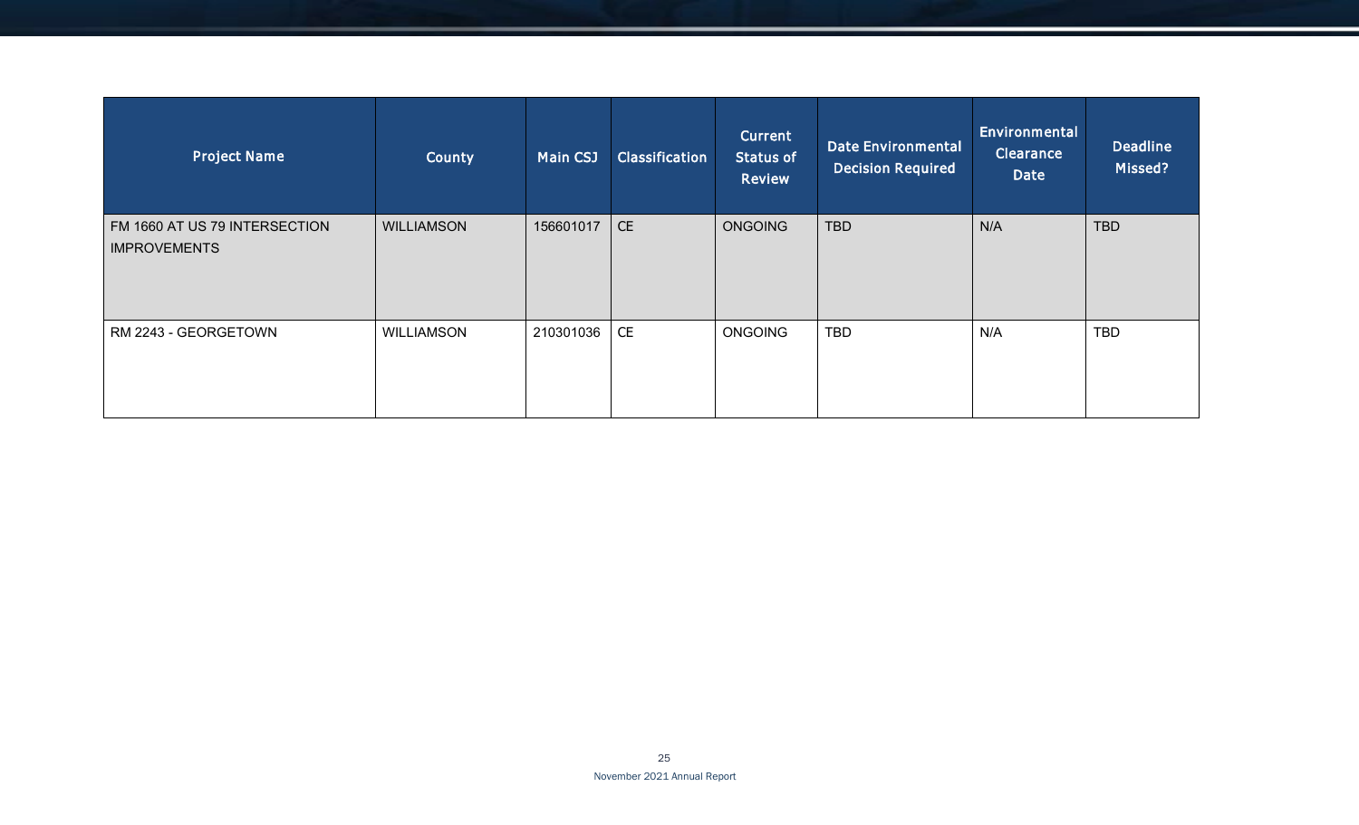| Project Name | County | Main CSJ | Classification | Current Status of Review | Date Environmental Decision Required | Environmental Clearance Date | Deadline Missed? |
|---|---|---|---|---|---|---|---|
| FM 1660 AT US 79 INTERSECTION IMPROVEMENTS | WILLIAMSON | 156601017 | CE | ONGOING | TBD | N/A | TBD |
| RM 2243 - GEORGETOWN | WILLIAMSON | 210301036 | CE | ONGOING | TBD | N/A | TBD |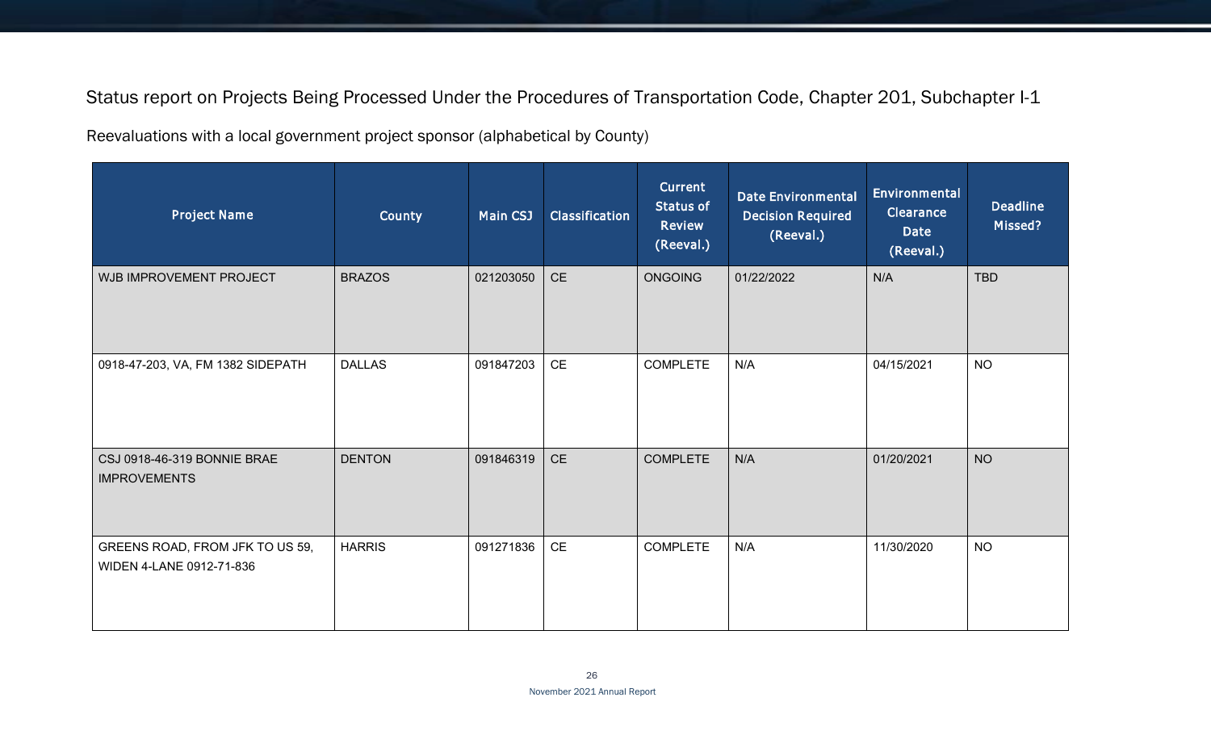Status report on Projects Being Processed Under the Procedures of Transportation Code, Chapter 201, Subchapter I-1

Reevaluations with a local government project sponsor (alphabetical by County)

| Project Name | County | Main CSJ | Classification | Current Status of Review (Reeval.) | Date Environmental Decision Required (Reeval.) | Environmental Clearance Date (Reeval.) | Deadline Missed? |
|---|---|---|---|---|---|---|---|
| WJB IMPROVEMENT PROJECT | BRAZOS | 021203050 | CE | ONGOING | 01/22/2022 | N/A | TBD |
| 0918-47-203, VA, FM 1382 SIDEPATH | DALLAS | 091847203 | CE | COMPLETE | N/A | 04/15/2021 | NO |
| CSJ 0918-46-319 BONNIE BRAE IMPROVEMENTS | DENTON | 091846319 | CE | COMPLETE | N/A | 01/20/2021 | NO |
| GREENS ROAD, FROM JFK TO US 59, WIDEN 4-LANE 0912-71-836 | HARRIS | 091271836 | CE | COMPLETE | N/A | 11/30/2020 | NO |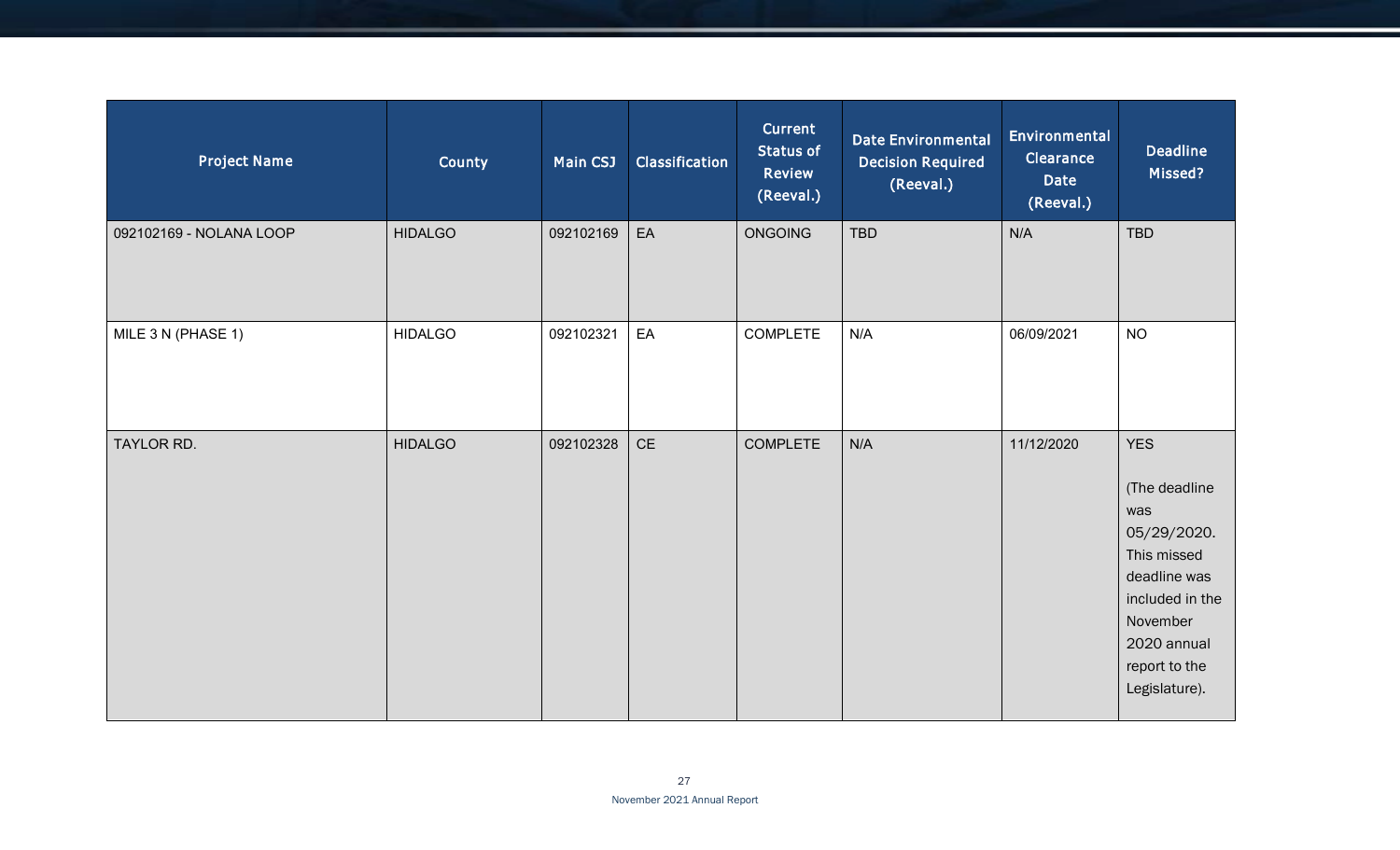| Project Name | County | Main CSJ | Classification | Current Status of Review (Reeval.) | Date Environmental Decision Required (Reeval.) | Environmental Clearance Date (Reeval.) | Deadline Missed? |
|---|---|---|---|---|---|---|---|
| 092102169 - NOLANA LOOP | HIDALGO | 092102169 | EA | ONGOING | TBD | N/A | TBD |
| MILE 3 N (PHASE 1) | HIDALGO | 092102321 | EA | COMPLETE | N/A | 06/09/2021 | NO |
| TAYLOR RD. | HIDALGO | 092102328 | CE | COMPLETE | N/A | 11/12/2020 | YES (The deadline was 05/29/2020. This missed deadline was included in the November 2020 annual report to the Legislature). |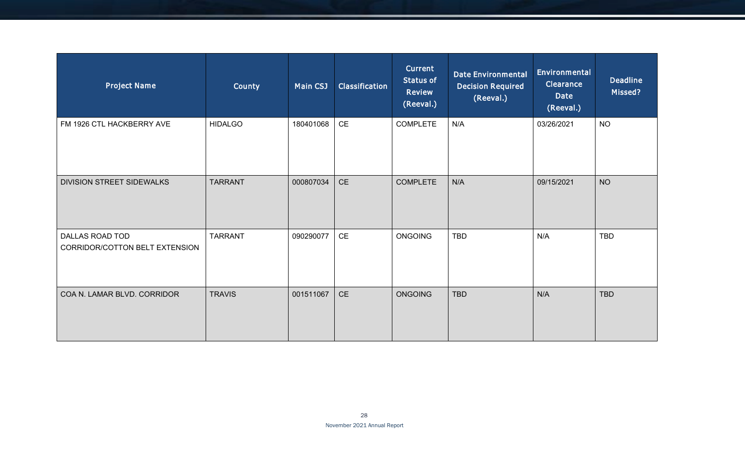| Project Name | County | Main CSJ | Classification | Current Status of Review (Reeval.) | Date Environmental Decision Required (Reeval.) | Environmental Clearance Date (Reeval.) | Deadline Missed? |
|---|---|---|---|---|---|---|---|
| FM 1926 CTL HACKBERRY AVE | HIDALGO | 180401068 | CE | COMPLETE | N/A | 03/26/2021 | NO |
| DIVISION STREET SIDEWALKS | TARRANT | 000807034 | CE | COMPLETE | N/A | 09/15/2021 | NO |
| DALLAS ROAD TOD CORRIDOR/COTTON BELT EXTENSION | TARRANT | 090290077 | CE | ONGOING | TBD | N/A | TBD |
| COA N. LAMAR BLVD. CORRIDOR | TRAVIS | 001511067 | CE | ONGOING | TBD | N/A | TBD |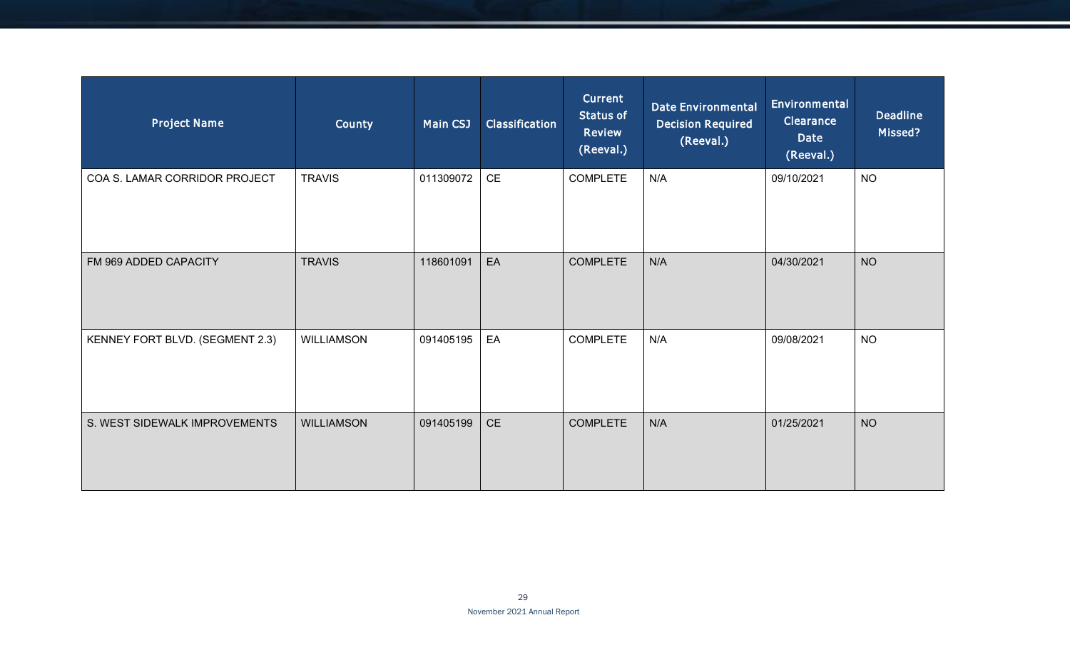| Project Name | County | Main CSJ | Classification | Current Status of Review (Reeval.) | Date Environmental Decision Required (Reeval.) | Environmental Clearance Date (Reeval.) | Deadline Missed? |
|---|---|---|---|---|---|---|---|
| COA S. LAMAR CORRIDOR PROJECT | TRAVIS | 011309072 | CE | COMPLETE | N/A | 09/10/2021 | NO |
| FM 969 ADDED CAPACITY | TRAVIS | 118601091 | EA | COMPLETE | N/A | 04/30/2021 | NO |
| KENNEY FORT BLVD. (SEGMENT 2.3) | WILLIAMSON | 091405195 | EA | COMPLETE | N/A | 09/08/2021 | NO |
| S. WEST SIDEWALK IMPROVEMENTS | WILLIAMSON | 091405199 | CE | COMPLETE | N/A | 01/25/2021 | NO |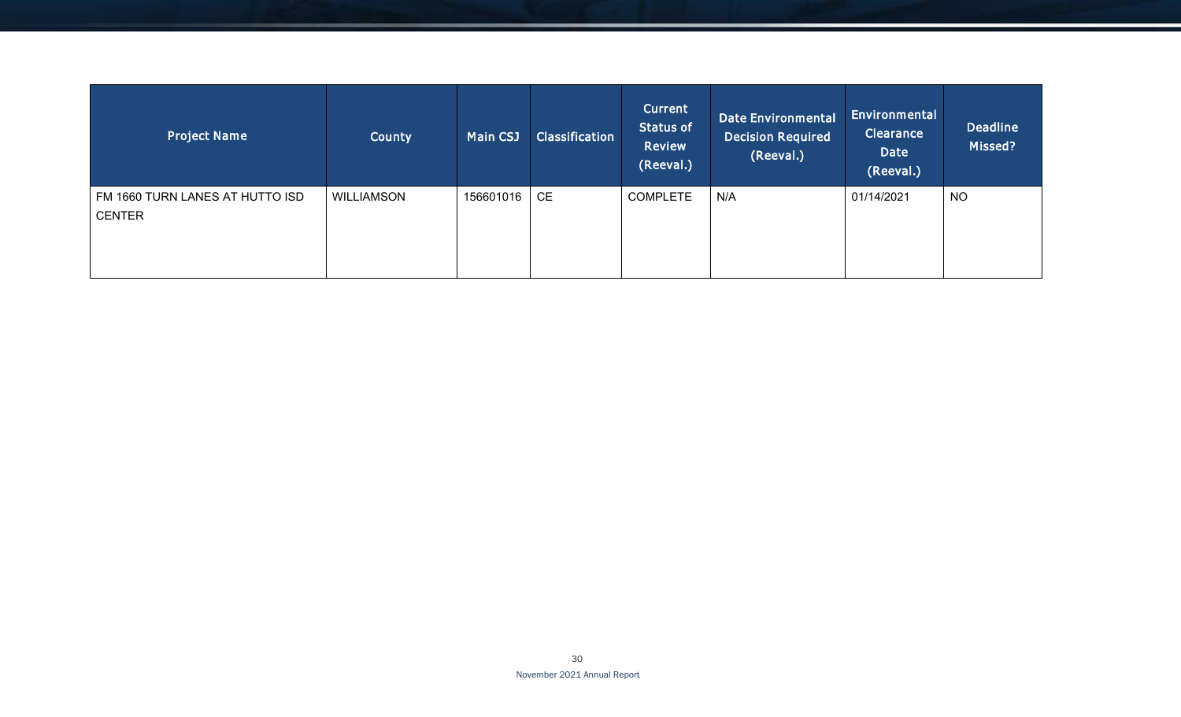| Project Name | County | Main CSJ | Classification | Current Status of Review (Reeval.) | Date Environmental Decision Required (Reeval.) | Environmental Clearance Date (Reeval.) | Deadline Missed? |
|---|---|---|---|---|---|---|---|
| FM 1660 TURN LANES AT HUTTO ISD CENTER | WILLIAMSON | 156601016 | CE | COMPLETE | N/A | 01/14/2021 | NO |